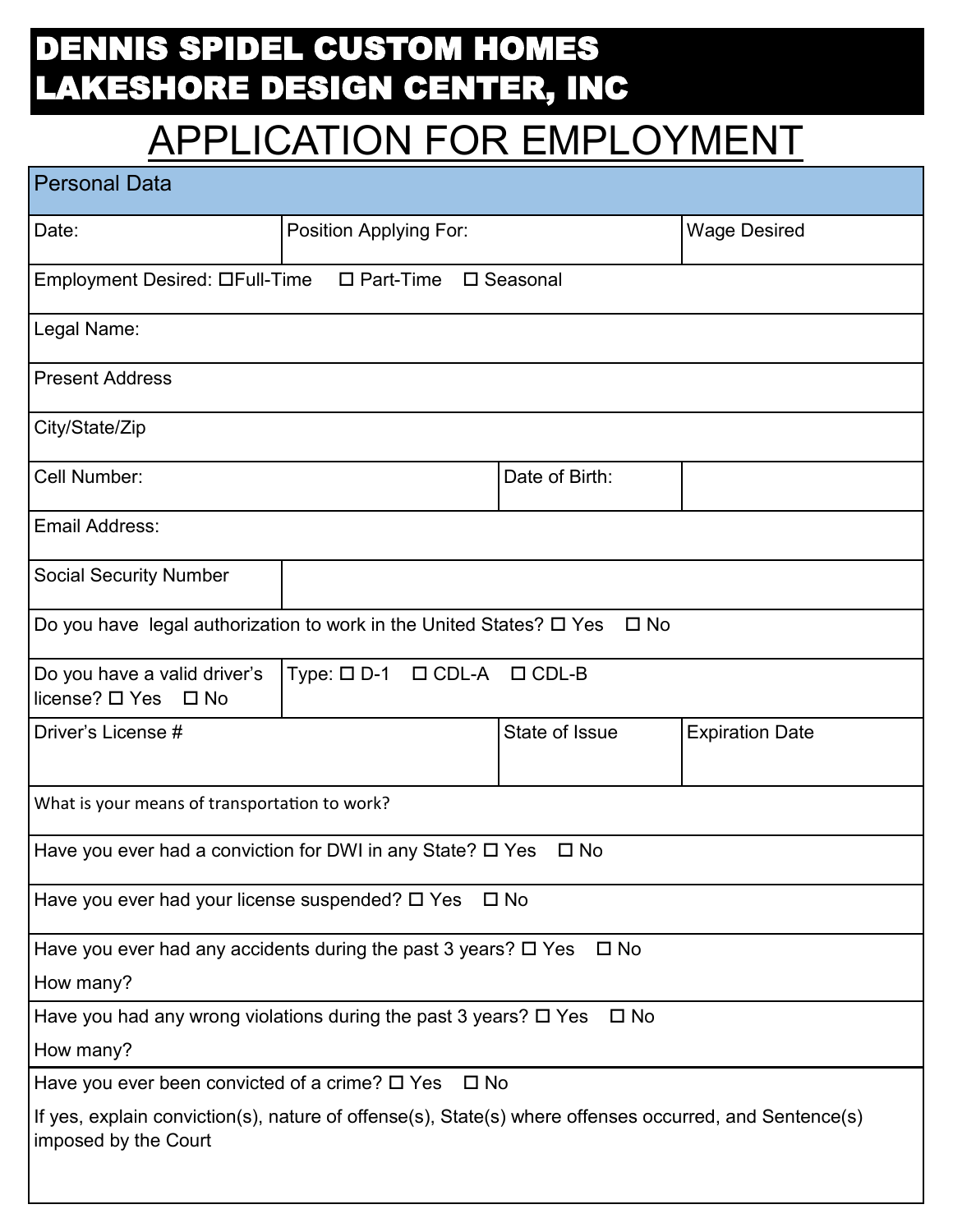# DENNIS SPIDEL CUSTOM HOMES
# LAKESHORE DESIGN CENTER, INC

## APPLICATION FOR EMPLOYMENT

| Personal Data | | |
|---|---|---|
| Date: | Position Applying For: | Wage Desired |
| Employment Desired: ☐Full-Time ☐ Part-Time ☐ Seasonal | | |
| Legal Name: | | |
| Present Address | | |
| City/State/Zip | | |
| Cell Number: | Date of Birth: | |
| Email Address: | | |
| Social Security Number | | |
| Do you have legal authorization to work in the United States? ☐ Yes ☐ No | | |
| Do you have a valid driver's license? ☐ Yes ☐ No | Type: ☐ D-1 ☐ CDL-A ☐ CDL-B | |
| Driver's License # | State of Issue | Expiration Date |
| What is your means of transportation to work? | | |
| Have you ever had a conviction for DWI in any State? ☐ Yes ☐ No | | |
| Have you ever had your license suspended? ☐ Yes ☐ No | | |
| Have you ever had any accidents during the past 3 years? ☐ Yes ☐ No<br>How many? | | |
| Have you had any wrong violations during the past 3 years? ☐ Yes ☐ No<br>How many? | | |
| Have you ever been convicted of a crime? ☐ Yes ☐ No<br>If yes, explain conviction(s), nature of offense(s), State(s) where offenses occurred, and Sentence(s) imposed by the Court | | |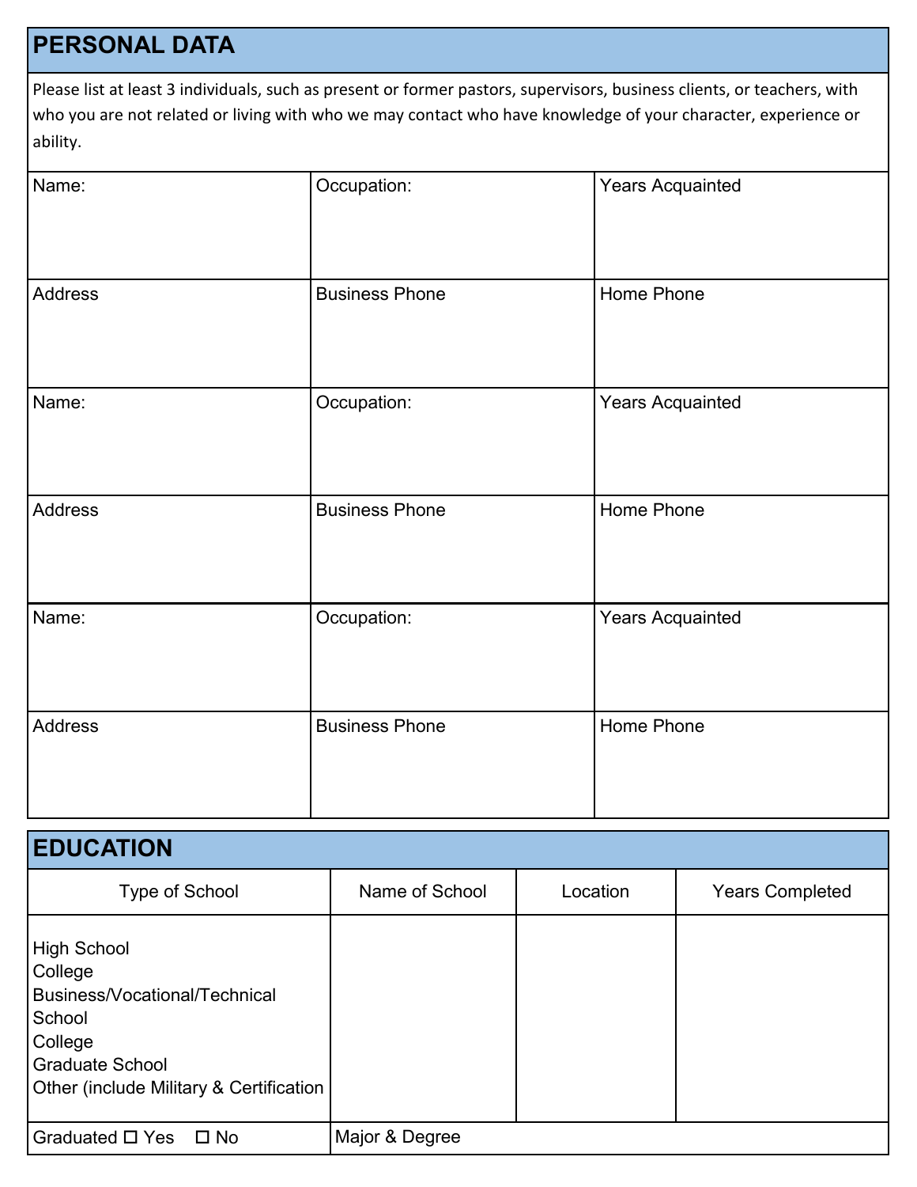## PERSONAL DATA

Please list at least 3 individuals, such as present or former pastors, supervisors, business clients, or teachers, with who you are not related or living with who we may contact who have knowledge of your character, experience or ability.

| Name: | Occupation: | Years Acquainted |
|---|---|---|
| Address | Business Phone | Home Phone |
| Name: | Occupation: | Years Acquainted |
| Address | Business Phone | Home Phone |
| Name: | Occupation: | Years Acquainted |
| Address | Business Phone | Home Phone |

## EDUCATION

| Type of School | Name of School | Location | Years Completed |
|---|---|---|---|
| High School<br>College<br>Business/Vocational/Technical School<br>College<br>Graduate School<br>Other (include Military & Certification | | | |
| Graduated ☐ Yes ☐ No | Major & Degree | | |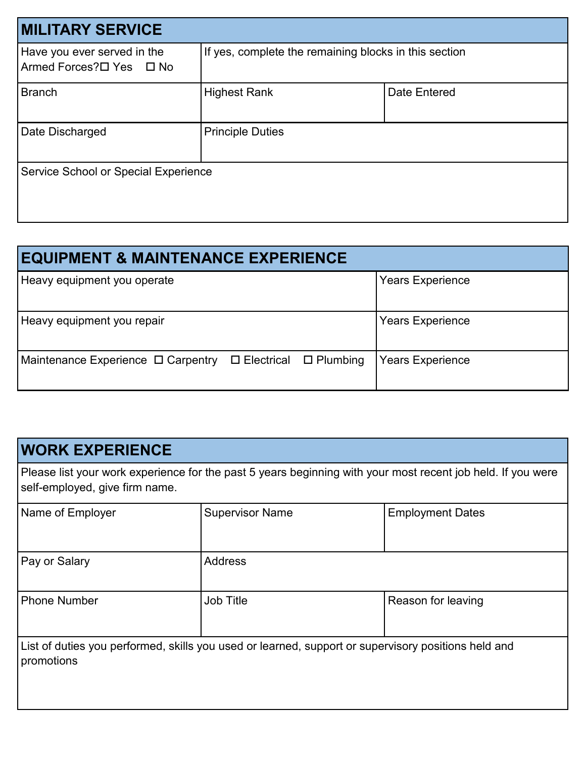## MILITARY SERVICE

| Have you ever served in the Armed Forces? ☐ Yes ☐ No | If yes, complete the remaining blocks in this section | |
|---|---|---|
| Branch | Highest Rank | Date Entered |
| Date Discharged | Principle Duties | |
| Service School or Special Experience | | |

## EQUIPMENT & MAINTENANCE EXPERIENCE

| Heavy equipment you operate | Years Experience |
|---|---|
| Heavy equipment you repair | Years Experience |
| Maintenance Experience ☐ Carpentry ☐ Electrical ☐ Plumbing | Years Experience |

## WORK EXPERIENCE

Please list your work experience for the past 5 years beginning with your most recent job held. If you were self-employed, give firm name.

| Name of Employer | Supervisor Name | Employment Dates |
|---|---|---|
| Pay or Salary | Address | |
| Phone Number | Job Title | Reason for leaving |
| List of duties you performed, skills you used or learned, support or supervisory positions held and promotions | | |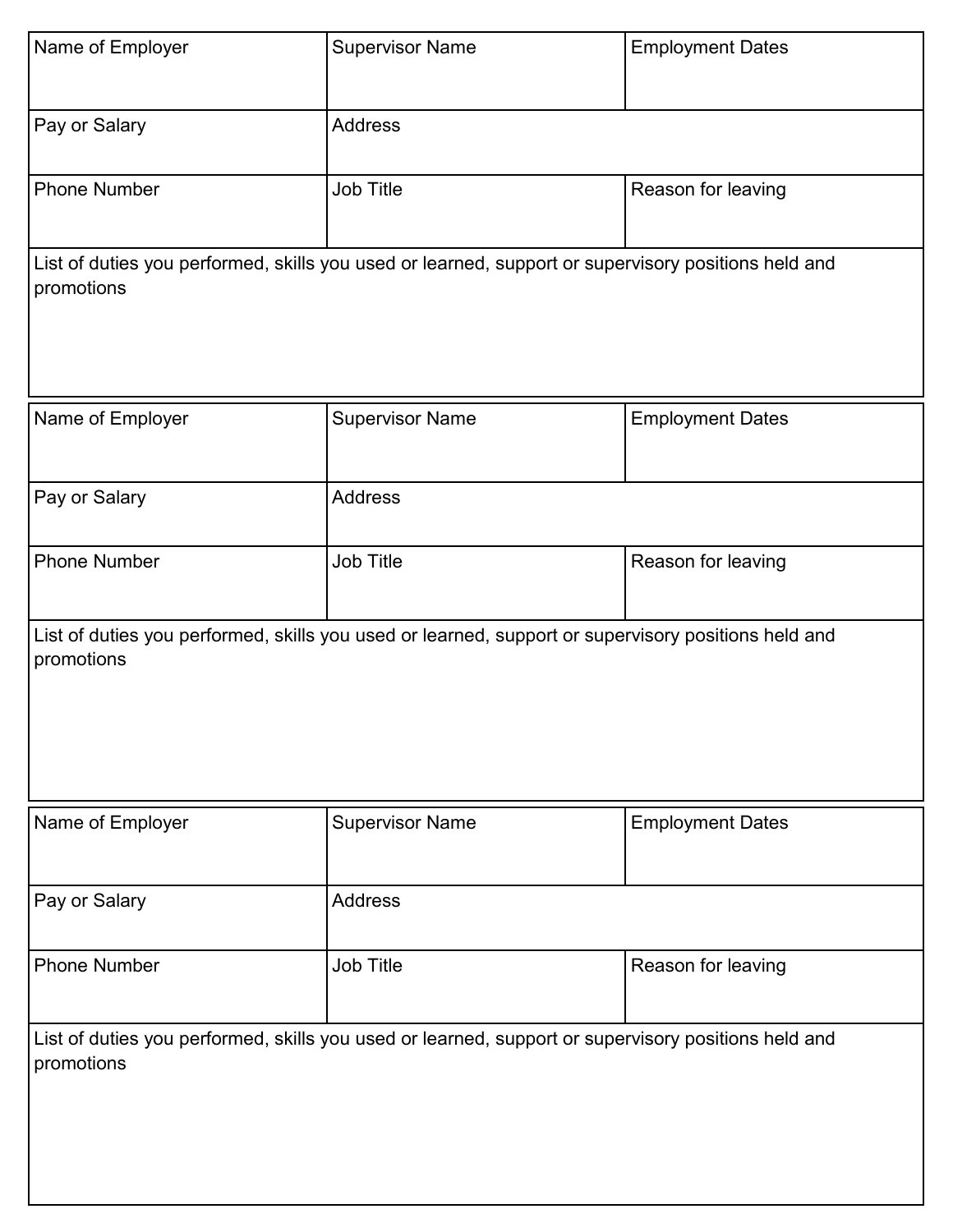| Name of Employer | Supervisor Name | Employment Dates |
| --- | --- | --- |
| Pay or Salary | Address | |
| Phone Number | Job Title | Reason for leaving |
| List of duties you performed, skills you used or learned, support or supervisory positions held and promotions | | |

| Name of Employer | Supervisor Name | Employment Dates |
| --- | --- | --- |
| Pay or Salary | Address | |
| Phone Number | Job Title | Reason for leaving |
| List of duties you performed, skills you used or learned, support or supervisory positions held and promotions | | |

| Name of Employer | Supervisor Name | Employment Dates |
| --- | --- | --- |
| Pay or Salary | Address | |
| Phone Number | Job Title | Reason for leaving |
| List of duties you performed, skills you used or learned, support or supervisory positions held and promotions | | |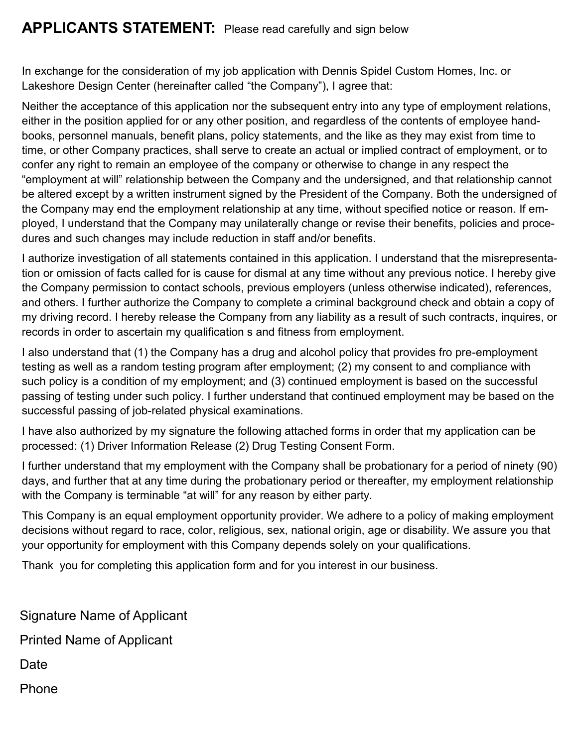## **APPLICANTS STATEMENT:** Please read carefully and sign below

In exchange for the consideration of my job application with Dennis Spidel Custom Homes, Inc. or Lakeshore Design Center (hereinafter called "the Company"), I agree that:

Neither the acceptance of this application nor the subsequent entry into any type of employment relations, either in the position applied for or any other position, and regardless of the contents of employee handbooks, personnel manuals, benefit plans, policy statements, and the like as they may exist from time to time, or other Company practices, shall serve to create an actual or implied contract of employment, or to confer any right to remain an employee of the company or otherwise to change in any respect the "employment at will" relationship between the Company and the undersigned, and that relationship cannot be altered except by a written instrument signed by the President of the Company. Both the undersigned of the Company may end the employment relationship at any time, without specified notice or reason. If employed, I understand that the Company may unilaterally change or revise their benefits, policies and procedures and such changes may include reduction in staff and/or benefits.

I authorize investigation of all statements contained in this application. I understand that the misrepresentation or omission of facts called for is cause for dismal at any time without any previous notice. I hereby give the Company permission to contact schools, previous employers (unless otherwise indicated), references, and others. I further authorize the Company to complete a criminal background check and obtain a copy of my driving record. I hereby release the Company from any liability as a result of such contracts, inquires, or records in order to ascertain my qualification s and fitness from employment.

I also understand that (1) the Company has a drug and alcohol policy that provides fro pre-employment testing as well as a random testing program after employment; (2) my consent to and compliance with such policy is a condition of my employment; and (3) continued employment is based on the successful passing of testing under such policy. I further understand that continued employment may be based on the successful passing of job-related physical examinations.

I have also authorized by my signature the following attached forms in order that my application can be processed: (1) Driver Information Release (2) Drug Testing Consent Form.

I further understand that my employment with the Company shall be probationary for a period of ninety (90) days, and further that at any time during the probationary period or thereafter, my employment relationship with the Company is terminable "at will" for any reason by either party.

This Company is an equal employment opportunity provider. We adhere to a policy of making employment decisions without regard to race, color, religious, sex, national origin, age or disability. We assure you that your opportunity for employment with this Company depends solely on your qualifications.

Thank you for completing this application form and for you interest in our business.

Signature Name of Applicant

Printed Name of Applicant

Date

Phone